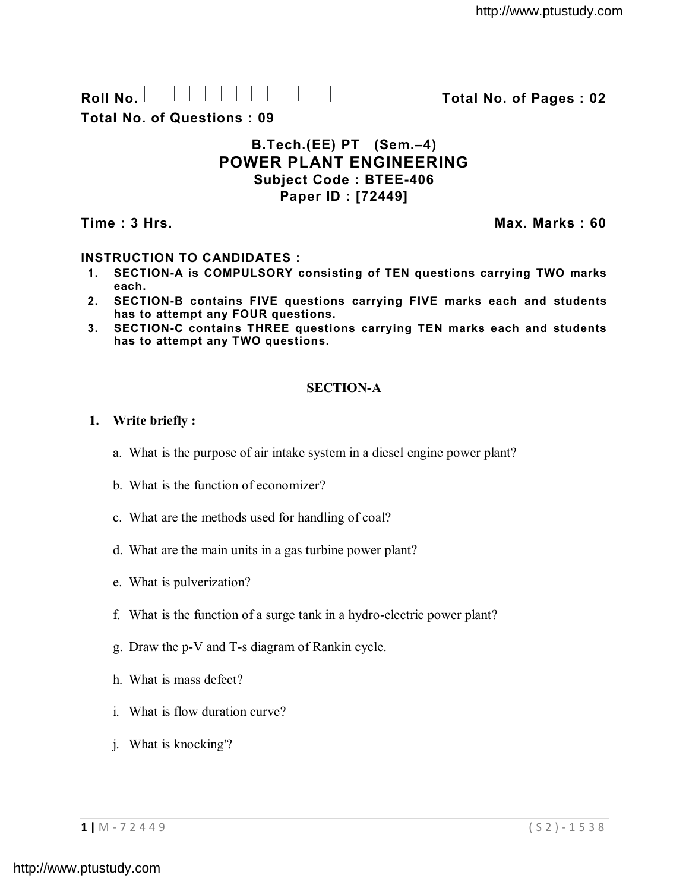Roll No. | | | | | | | | | | | | Total No. of Pages : 02

Total No. of Questions : 09

# B.Tech.(EE) PT (Sem.–4)
# POWER PLANT ENGINEERING
## Subject Code : BTEE-406
## Paper ID : [72449]

**Time : 3 Hrs.** **Max. Marks : 60**

**INSTRUCTION TO CANDIDATES :**

1. **SECTION-A is COMPULSORY consisting of TEN questions carrying TWO marks each.**
2. **SECTION-B contains FIVE questions carrying FIVE marks each and students has to attempt any FOUR questions.**
3. **SECTION-C contains THREE questions carrying TEN marks each and students has to attempt any TWO questions.**

## SECTION-A

**1. Write briefly :**

a. What is the purpose of air intake system in a diesel engine power plant?

b. What is the function of economizer?

c. What are the methods used for handling of coal?

d. What are the main units in a gas turbine power plant?

e. What is pulverization?

f. What is the function of a surge tank in a hydro-electric power plant?

g. Draw the p-V and T-s diagram of Rankin cycle.

h. What is mass defect?

i. What is flow duration curve?

j. What is knocking'?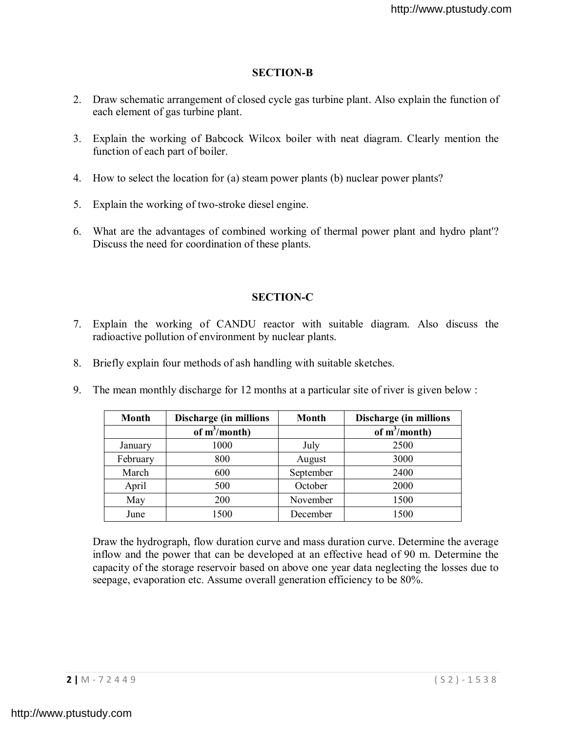## SECTION-B

2. Draw schematic arrangement of closed cycle gas turbine plant. Also explain the function of each element of gas turbine plant.

3. Explain the working of Babcock Wilcox boiler with neat diagram. Clearly mention the function of each part of boiler.

4. How to select the location for (a) steam power plants (b) nuclear power plants?

5. Explain the working of two-stroke diesel engine.

6. What are the advantages of combined working of thermal power plant and hydro plant'? Discuss the need for coordination of these plants.

## SECTION-C

7. Explain the working of CANDU reactor with suitable diagram. Also discuss the radioactive pollution of environment by nuclear plants.

8. Briefly explain four methods of ash handling with suitable sketches.

9. The mean monthly discharge for 12 months at a particular site of river is given below :

| Month | Discharge (in millions of $m^3$/month) | Month | Discharge (in millions of $m^3$/month) |
|---|---|---|---|
| January | 1000 | July | 2500 |
| February | 800 | August | 3000 |
| March | 600 | September | 2400 |
| April | 500 | October | 2000 |
| May | 200 | November | 1500 |
| June | 1500 | December | 1500 |

Draw the hydrograph, flow duration curve and mass duration curve. Determine the average inflow and the power that can be developed at an effective head of 90 m. Determine the capacity of the storage reservoir based on above one year data neglecting the losses due to seepage, evaporation etc. Assume overall generation efficiency to be 80%.